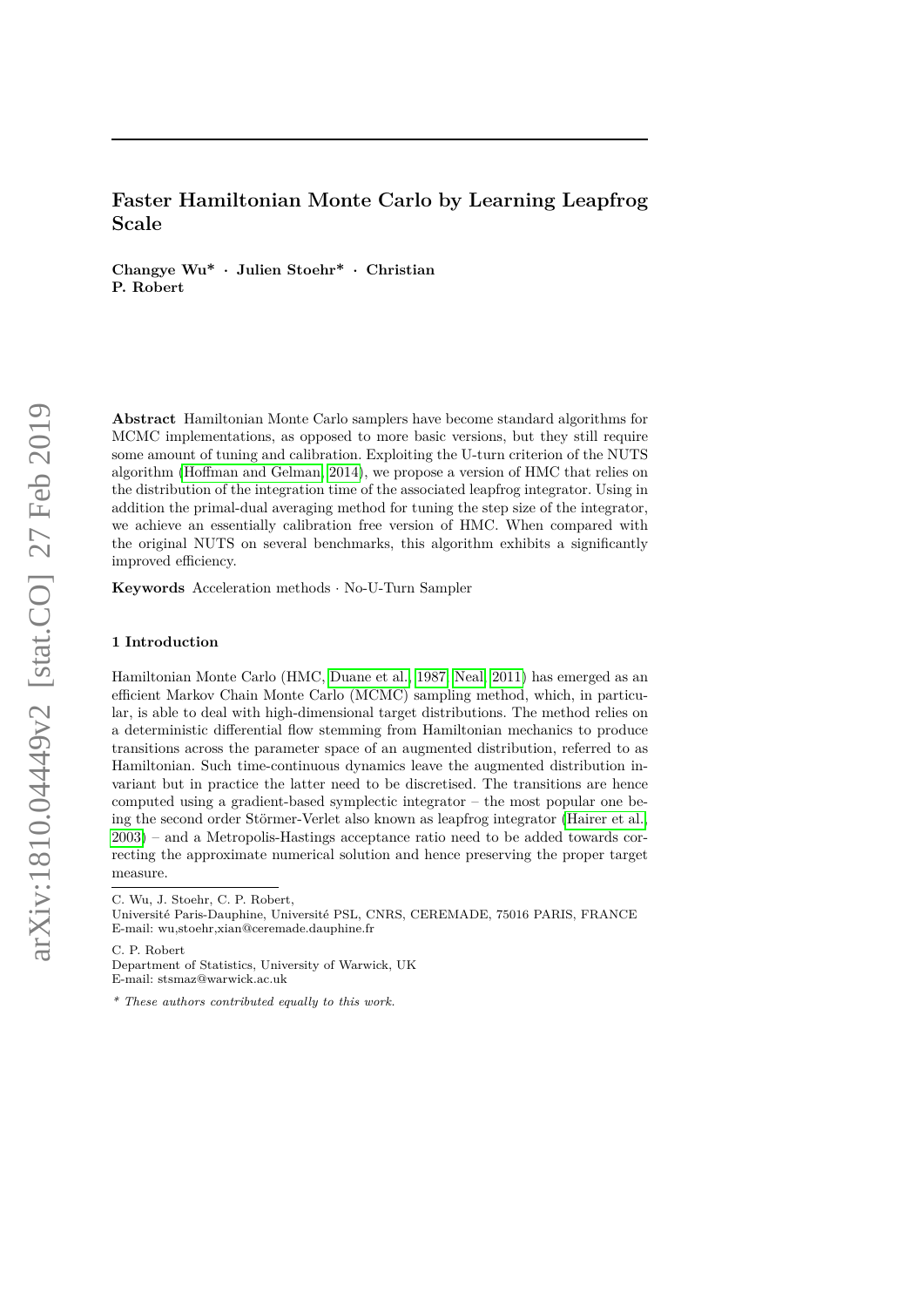# Faster Hamiltonian Monte Carlo by Learning Leapfrog Scale

**Changye Wu* · Julien Stoehr* · Christian P. Robert**

**Abstract** Hamiltonian Monte Carlo samplers have become standard algorithms for MCMC implementations, as opposed to more basic versions, but they still require some amount of tuning and calibration. Exploiting the U-turn criterion of the NUTS algorithm (Hoffman and Gelman, 2014), we propose a version of HMC that relies on the distribution of the integration time of the associated leapfrog integrator. Using in addition the primal-dual averaging method for tuning the step size of the integrator, we achieve an essentially calibration free version of HMC. When compared with the original NUTS on several benchmarks, this algorithm exhibits a significantly improved efficiency.

**Keywords** Acceleration methods · No-U-Turn Sampler

## 1 Introduction

Hamiltonian Monte Carlo (HMC, Duane et al., 1987; Neal, 2011) has emerged as an efficient Markov Chain Monte Carlo (MCMC) sampling method, which, in particular, is able to deal with high-dimensional target distributions. The method relies on a deterministic differential flow stemming from Hamiltonian mechanics to produce transitions across the parameter space of an augmented distribution, referred to as Hamiltonian. Such time-continuous dynamics leave the augmented distribution invariant but in practice the latter need to be discretised. The transitions are hence computed using a gradient-based symplectic integrator – the most popular one being the second order Störmer-Verlet also known as leapfrog integrator (Hairer et al., 2003) – and a Metropolis-Hastings acceptance ratio need to be added towards correcting the approximate numerical solution and hence preserving the proper target measure.

---

C. Wu, J. Stoehr, C. P. Robert,
Université Paris-Dauphine, Université PSL, CNRS, CEREMADE, 75016 PARIS, FRANCE
E-mail: wu,stoehr,xian@ceremade.dauphine.fr

C. P. Robert
Department of Statistics, University of Warwick, UK
E-mail: stsmaz@warwick.ac.uk

*\* These authors contributed equally to this work.*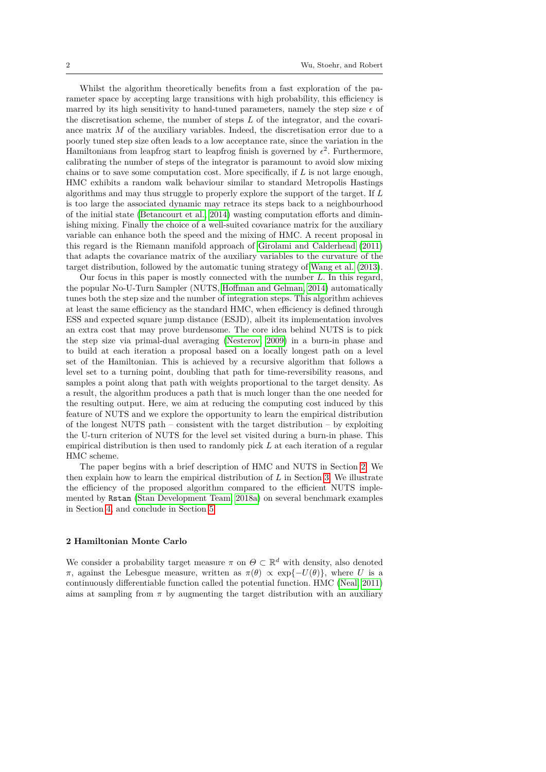Whilst the algorithm theoretically benefits from a fast exploration of the parameter space by accepting large transitions with high probability, this efficiency is marred by its high sensitivity to hand-tuned parameters, namely the step size $\epsilon$ of the discretisation scheme, the number of steps $L$ of the integrator, and the covariance matrix $M$ of the auxiliary variables. Indeed, the discretisation error due to a poorly tuned step size often leads to a low acceptance rate, since the variation in the Hamiltonians from leapfrog start to leapfrog finish is governed by $\epsilon^2$. Furthermore, calibrating the number of steps of the integrator is paramount to avoid slow mixing chains or to save some computation cost. More specifically, if $L$ is not large enough, HMC exhibits a random walk behaviour similar to standard Metropolis Hastings algorithms and may thus struggle to properly explore the support of the target. If $L$ is too large the associated dynamic may retrace its steps back to a neighbourhood of the initial state (Betancourt et al., 2014) wasting computation efforts and diminishing mixing. Finally the choice of a well-suited covariance matrix for the auxiliary variable can enhance both the speed and the mixing of HMC. A recent proposal in this regard is the Riemann manifold approach of Girolami and Calderhead (2011) that adapts the covariance matrix of the auxiliary variables to the curvature of the target distribution, followed by the automatic tuning strategy of Wang et al. (2013).

Our focus in this paper is mostly connected with the number $L$. In this regard, the popular No-U-Turn Sampler (NUTS, Hoffman and Gelman, 2014) automatically tunes both the step size and the number of integration steps. This algorithm achieves at least the same efficiency as the standard HMC, when efficiency is defined through ESS and expected square jump distance (ESJD), albeit its implementation involves an extra cost that may prove burdensome. The core idea behind NUTS is to pick the step size via primal-dual averaging (Nesterov, 2009) in a burn-in phase and to build at each iteration a proposal based on a locally longest path on a level set of the Hamiltonian. This is achieved by a recursive algorithm that follows a level set to a turning point, doubling that path for time-reversibility reasons, and samples a point along that path with weights proportional to the target density. As a result, the algorithm produces a path that is much longer than the one needed for the resulting output. Here, we aim at reducing the computing cost induced by this feature of NUTS and we explore the opportunity to learn the empirical distribution of the longest NUTS path – consistent with the target distribution – by exploiting the U-turn criterion of NUTS for the level set visited during a burn-in phase. This empirical distribution is then used to randomly pick $L$ at each iteration of a regular HMC scheme.

The paper begins with a brief description of HMC and NUTS in Section 2. We then explain how to learn the empirical distribution of $L$ in Section 3. We illustrate the efficiency of the proposed algorithm compared to the efficient NUTS implemented by Rstan (Stan Development Team, 2018a) on several benchmark examples in Section 4, and conclude in Section 5.

## 2 Hamiltonian Monte Carlo

We consider a probability target measure $\pi$ on $\Theta \subset \mathbb{R}^d$ with density, also denoted $\pi$, against the Lebesgue measure, written as $\pi(\theta) \propto \exp\{-U(\theta)\}$, where $U$ is a continuously differentiable function called the potential function. HMC (Neal, 2011) aims at sampling from $\pi$ by augmenting the target distribution with an auxiliary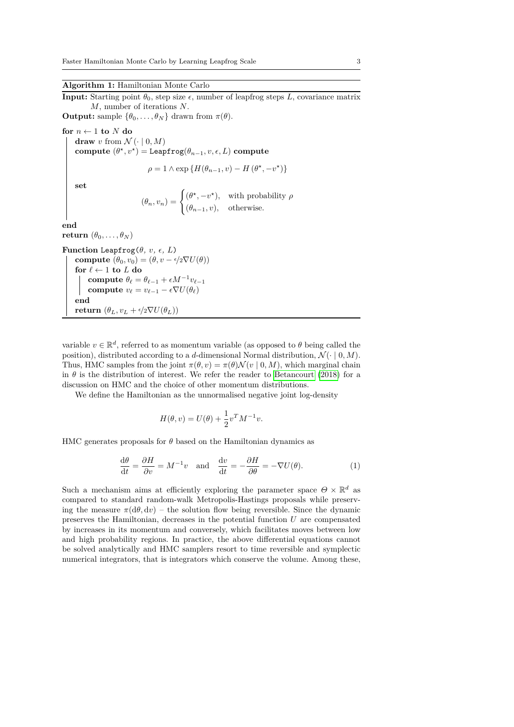**Algorithm 1:** Hamiltonian Monte Carlo

**Input:** Starting point $\theta_0$, step size $\epsilon$, number of leapfrog steps $L$, covariance matrix $M$, number of iterations $N$.

**Output:** sample $\{\theta_0, \ldots, \theta_N\}$ drawn from $\pi(\theta)$.

**for** $n \leftarrow 1$ **to** $N$ **do**

  **draw** $v$ from $\mathcal{N}(\cdot \mid 0, M)$

  **compute** $(\theta^\star, v^\star) = \texttt{Leapfrog}(\theta_{n-1}, v, \epsilon, L)$ **compute**

$$\rho = 1 \wedge \exp\{H(\theta_{n-1}, v) - H(\theta^\star, -v^\star)\}$$

  **set**

$$(\theta_n, v_n) = \begin{cases} (\theta^\star, -v^\star), & \text{with probability } \rho \\ (\theta_{n-1}, v), & \text{otherwise.} \end{cases}$$

**end**

**return** $(\theta_0, \ldots, \theta_N)$

**Function** Leapfrog($\theta$, $v$, $\epsilon$, $L$)

  **compute** $(\theta_0, v_0) = (\theta, v - \epsilon/2 \nabla U(\theta))$

  **for** $\ell \leftarrow 1$ **to** $L$ **do**

    **compute** $\theta_\ell = \theta_{\ell-1} + \epsilon M^{-1} v_{\ell-1}$

    **compute** $v_\ell = v_{\ell-1} - \epsilon \nabla U(\theta_\ell)$

  **end**

  **return** $(\theta_L, v_L + \epsilon/2 \nabla U(\theta_L))$

variable $v \in \mathbb{R}^d$, referred to as momentum variable (as opposed to $\theta$ being called the position), distributed according to a $d$-dimensional Normal distribution, $\mathcal{N}(\cdot \mid 0, M)$. Thus, HMC samples from the joint $\pi(\theta, v) = \pi(\theta)\mathcal{N}(v \mid 0, M)$, which marginal chain in $\theta$ is the distribution of interest. We refer the reader to Betancourt (2018) for a discussion on HMC and the choice of other momentum distributions.

We define the Hamiltonian as the unnormalised negative joint log-density

$$H(\theta, v) = U(\theta) + \frac{1}{2} v^T M^{-1} v.$$

HMC generates proposals for $\theta$ based on the Hamiltonian dynamics as

$$\frac{\mathrm{d}\theta}{\mathrm{d}t} = \frac{\partial H}{\partial v} = M^{-1} v \quad \text{and} \quad \frac{\mathrm{d}v}{\mathrm{d}t} = -\frac{\partial H}{\partial \theta} = -\nabla U(\theta). \tag{1}$$

Such a mechanism aims at efficiently exploring the parameter space $\Theta \times \mathbb{R}^d$ as compared to standard random-walk Metropolis-Hastings proposals while preserving the measure $\pi(\mathrm{d}\theta, \mathrm{d}v)$ – the solution flow being reversible. Since the dynamic preserves the Hamiltonian, decreases in the potential function $U$ are compensated by increases in its momentum and conversely, which facilitates moves between low and high probability regions. In practice, the above differential equations cannot be solved analytically and HMC samplers resort to time reversible and symplectic numerical integrators, that is integrators which conserve the volume. Among these,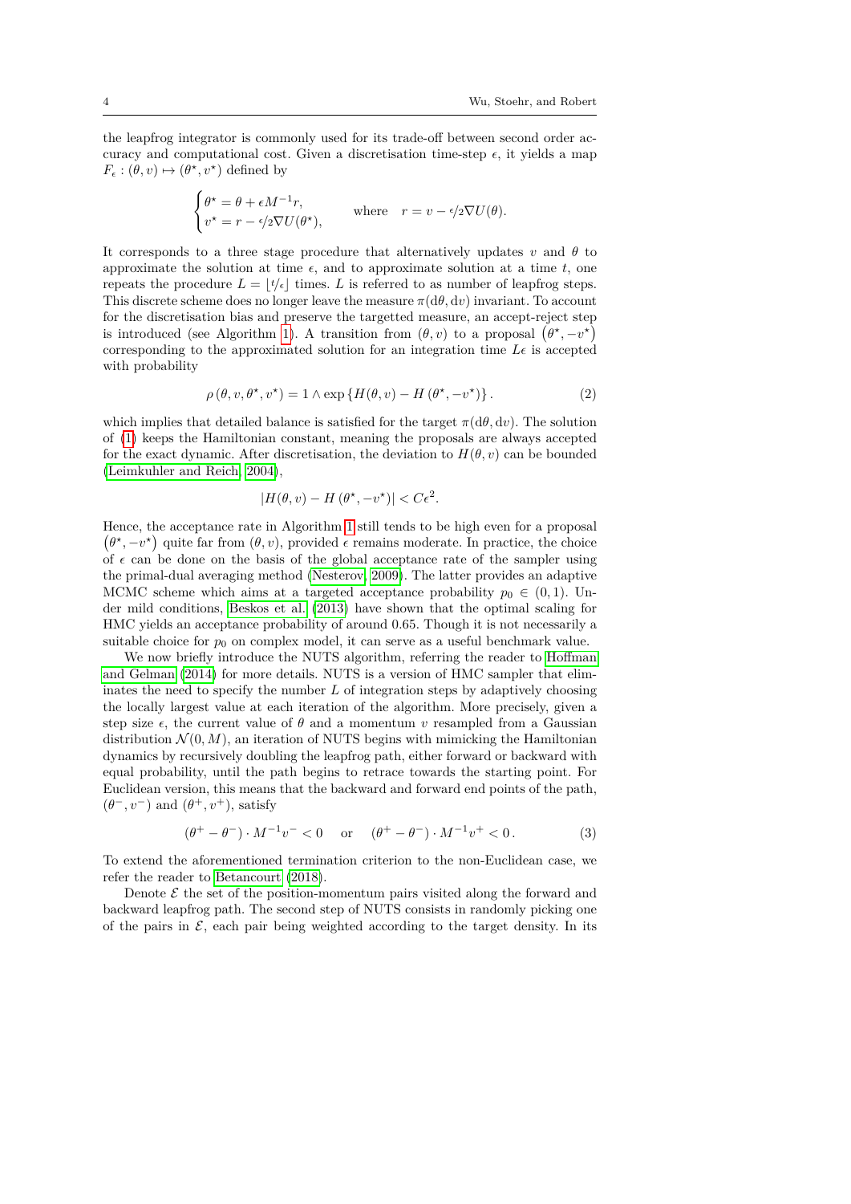the leapfrog integrator is commonly used for its trade-off between second order accuracy and computational cost. Given a discretisation time-step $\epsilon$, it yields a map $F_\epsilon : (\theta, v) \mapsto (\theta^\star, v^\star)$ defined by

$$\begin{cases} \theta^\star = \theta + \epsilon M^{-1} r, \\ v^\star = r - \epsilon/2 \nabla U(\theta^\star), \end{cases} \qquad \text{where} \quad r = v - \epsilon/2 \nabla U(\theta).$$

It corresponds to a three stage procedure that alternatively updates $v$ and $\theta$ to approximate the solution at time $\epsilon$, and to approximate solution at a time $t$, one repeats the procedure $L = \lfloor t/\epsilon \rfloor$ times. $L$ is referred to as number of leapfrog steps. This discrete scheme does no longer leave the measure $\pi(\mathrm{d}\theta, \mathrm{d}v)$ invariant. To account for the discretisation bias and preserve the targetted measure, an accept-reject step is introduced (see Algorithm 1). A transition from $(\theta, v)$ to a proposal $(\theta^\star, -v^\star)$ corresponding to the approximated solution for an integration time $L\epsilon$ is accepted with probability

$$\rho(\theta, v, \theta^\star, v^\star) = 1 \wedge \exp\{H(\theta, v) - H(\theta^\star, -v^\star)\}. \tag{2}$$

which implies that detailed balance is satisfied for the target $\pi(\mathrm{d}\theta, \mathrm{d}v)$. The solution of (1) keeps the Hamiltonian constant, meaning the proposals are always accepted for the exact dynamic. After discretisation, the deviation to $H(\theta, v)$ can be bounded (Leimkuhler and Reich, 2004),

$$|H(\theta, v) - H(\theta^\star, -v^\star)| < C\epsilon^2.$$

Hence, the acceptance rate in Algorithm 1 still tends to be high even for a proposal $(\theta^\star, -v^\star)$ quite far from $(\theta, v)$, provided $\epsilon$ remains moderate. In practice, the choice of $\epsilon$ can be done on the basis of the global acceptance rate of the sampler using the primal-dual averaging method (Nesterov, 2009). The latter provides an adaptive MCMC scheme which aims at a targeted acceptance probability $p_0 \in (0, 1)$. Under mild conditions, Beskos et al. (2013) have shown that the optimal scaling for HMC yields an acceptance probability of around 0.65. Though it is not necessarily a suitable choice for $p_0$ on complex model, it can serve as a useful benchmark value.

We now briefly introduce the NUTS algorithm, referring the reader to Hoffman and Gelman (2014) for more details. NUTS is a version of HMC sampler that eliminates the need to specify the number $L$ of integration steps by adaptively choosing the locally largest value at each iteration of the algorithm. More precisely, given a step size $\epsilon$, the current value of $\theta$ and a momentum $v$ resampled from a Gaussian distribution $\mathcal{N}(0, M)$, an iteration of NUTS begins with mimicking the Hamiltonian dynamics by recursively doubling the leapfrog path, either forward or backward with equal probability, until the path begins to retrace towards the starting point. For Euclidean version, this means that the backward and forward end points of the path, $(\theta^-, v^-)$ and $(\theta^+, v^+)$, satisfy

$$(\theta^+ - \theta^-) \cdot M^{-1} v^- < 0 \quad \text{ or } \quad (\theta^+ - \theta^-) \cdot M^{-1} v^+ < 0\,. \tag{3}$$

To extend the aforementioned termination criterion to the non-Euclidean case, we refer the reader to Betancourt (2018).

Denote $\mathcal{E}$ the set of the position-momentum pairs visited along the forward and backward leapfrog path. The second step of NUTS consists in randomly picking one of the pairs in $\mathcal{E}$, each pair being weighted according to the target density. In its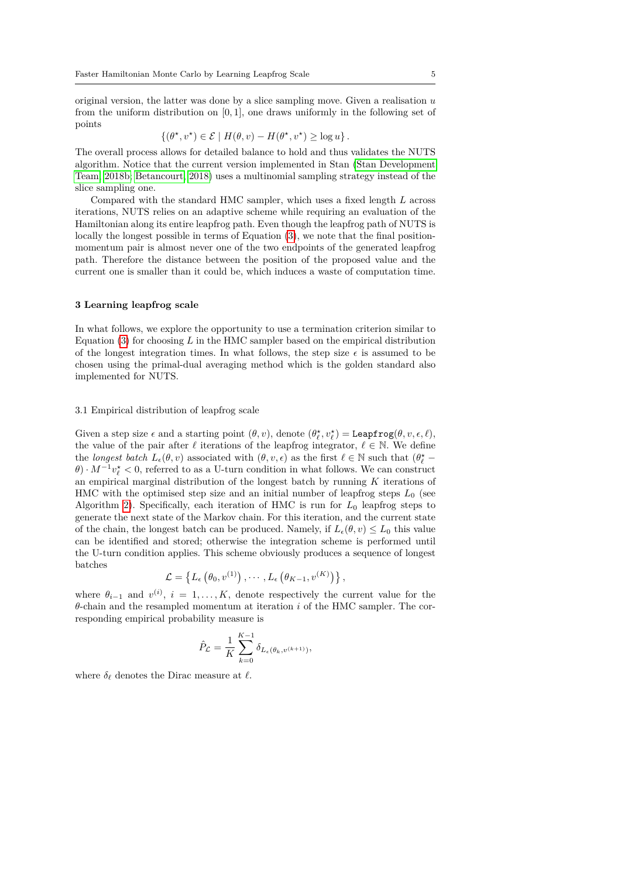original version, the latter was done by a slice sampling move. Given a realisation $u$ from the uniform distribution on $[0, 1]$, one draws uniformly in the following set of points

$$\{(\theta^\star, v^\star) \in \mathcal{E} \mid H(\theta, v) - H(\theta^\star, v^\star) \geq \log u\}.$$

The overall process allows for detailed balance to hold and thus validates the NUTS algorithm. Notice that the current version implemented in Stan (Stan Development Team, 2018b; Betancourt, 2018) uses a multinomial sampling strategy instead of the slice sampling one.

Compared with the standard HMC sampler, which uses a fixed length $L$ across iterations, NUTS relies on an adaptive scheme while requiring an evaluation of the Hamiltonian along its entire leapfrog path. Even though the leapfrog path of NUTS is locally the longest possible in terms of Equation (3), we note that the final position-momentum pair is almost never one of the two endpoints of the generated leapfrog path. Therefore the distance between the position of the proposed value and the current one is smaller than it could be, which induces a waste of computation time.

## 3 Learning leapfrog scale

In what follows, we explore the opportunity to use a termination criterion similar to Equation (3) for choosing $L$ in the HMC sampler based on the empirical distribution of the longest integration times. In what follows, the step size $\epsilon$ is assumed to be chosen using the primal-dual averaging method which is the golden standard also implemented for NUTS.

### 3.1 Empirical distribution of leapfrog scale

Given a step size $\epsilon$ and a starting point $(\theta, v)$, denote $(\theta^\star_\ell, v^\star_\ell) = \texttt{Leapfrog}(\theta, v, \epsilon, \ell)$, the value of the pair after $\ell$ iterations of the leapfrog integrator, $\ell \in \mathbb{N}$. We define the *longest batch* $L_\epsilon(\theta, v)$ associated with $(\theta, v, \epsilon)$ as the first $\ell \in \mathbb{N}$ such that $(\theta^\star_\ell - \theta) \cdot M^{-1} v^\star_\ell < 0$, referred to as a U-turn condition in what follows. We can construct an empirical marginal distribution of the longest batch by running $K$ iterations of HMC with the optimised step size and an initial number of leapfrog steps $L_0$ (see Algorithm 2). Specifically, each iteration of HMC is run for $L_0$ leapfrog steps to generate the next state of the Markov chain. For this iteration, and the current state of the chain, the longest batch can be produced. Namely, if $L_\epsilon(\theta, v) \leq L_0$ this value can be identified and stored; otherwise the integration scheme is performed until the U-turn condition applies. This scheme obviously produces a sequence of longest batches

$$\mathcal{L} = \left\{ L_\epsilon\left(\theta_0, v^{(1)}\right), \cdots, L_\epsilon\left(\theta_{K-1}, v^{(K)}\right) \right\},$$

where $\theta_{i-1}$ and $v^{(i)}$, $i = 1, \ldots, K$, denote respectively the current value for the $\theta$-chain and the resampled momentum at iteration $i$ of the HMC sampler. The corresponding empirical probability measure is

$$\hat{P}_{\mathcal{L}} = \frac{1}{K} \sum_{k=0}^{K-1} \delta_{L_\epsilon(\theta_k, v^{(k+1)})},$$

where $\delta_\ell$ denotes the Dirac measure at $\ell$.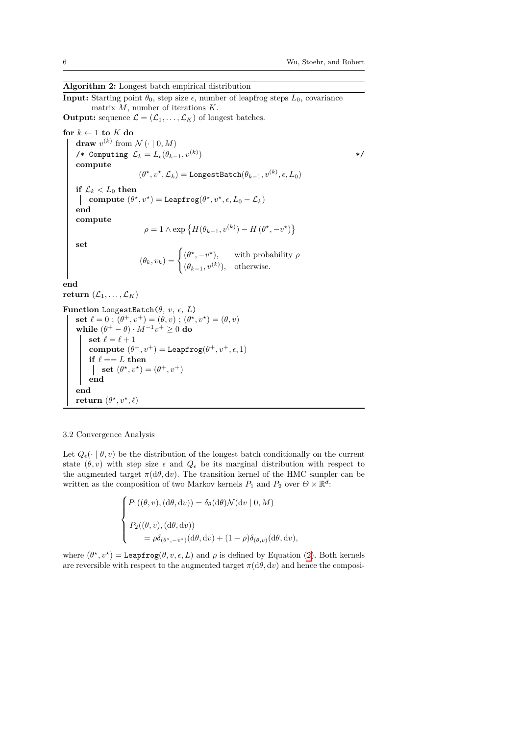**Algorithm 2:** Longest batch empirical distribution

**Input:** Starting point $\theta_0$, step size $\epsilon$, number of leapfrog steps $L_0$, covariance matrix $M$, number of iterations $K$.

**Output:** sequence $\mathcal{L} = (\mathcal{L}_1, \ldots, \mathcal{L}_K)$ of longest batches.

```
for k ← 1 to K do
    draw v^(k) from N(· | 0, M)
    /* Computing L_k = L_ε(θ_{k-1}, v^(k))                         */
    compute
            (θ*, v*, L_k) = LongestBatch(θ_{k-1}, v^(k), ε, L_0)
    if L_k < L_0 then
        compute (θ*, v*) = Leapfrog(θ*, v*, ε, L_0 − L_k)
    end
    compute
            ρ = 1 ∧ exp{H(θ_{k-1}, v^(k)) − H(θ*, −v*)}
    set
            (θ_k, v_k) = (θ*, −v*),          with probability ρ
                         (θ_{k-1}, v^(k)),   otherwise.
end
return (L_1, ..., L_K)

Function LongestBatch(θ, v, ε, L)
    set ℓ = 0 ; (θ+, v+) = (θ, v) ; (θ*, v*) = (θ, v)
    while (θ+ − θ) · M^{-1} v+ ≥ 0 do
        set ℓ = ℓ + 1
        compute (θ+, v+) = Leapfrog(θ+, v+, ε, 1)
        if ℓ == L then
            set (θ*, v*) = (θ+, v+)
        end
    end
    return (θ*, v*, ℓ)
```

### 3.2 Convergence Analysis

Let $Q_\epsilon(\cdot \mid \theta, v)$ be the distribution of the longest batch conditionally on the current state $(\theta, v)$ with step size $\epsilon$ and $Q_\epsilon$ be its marginal distribution with respect to the augmented target $\pi(\mathrm{d}\theta, \mathrm{d}v)$. The transition kernel of the HMC sampler can be written as the composition of two Markov kernels $P_1$ and $P_2$ over $\Theta \times \mathbb{R}^d$:

$$
\begin{cases}
P_1((\theta, v), (\mathrm{d}\theta, \mathrm{d}v)) = \delta_\theta(\mathrm{d}\theta)\mathcal{N}(\mathrm{d}v \mid 0, M) \\[2ex]
P_2((\theta, v), (\mathrm{d}\theta, \mathrm{d}v)) \\
\qquad = \rho\delta_{(\theta^\star, -v^\star)}(\mathrm{d}\theta, \mathrm{d}v) + (1 - \rho)\delta_{(\theta, v)}(\mathrm{d}\theta, \mathrm{d}v),
\end{cases}
$$

where $(\theta^\star, v^\star) = \texttt{Leapfrog}(\theta, v, \epsilon, L)$ and $\rho$ is defined by Equation (2). Both kernels are reversible with respect to the augmented target $\pi(\mathrm{d}\theta, \mathrm{d}v)$ and hence the composi-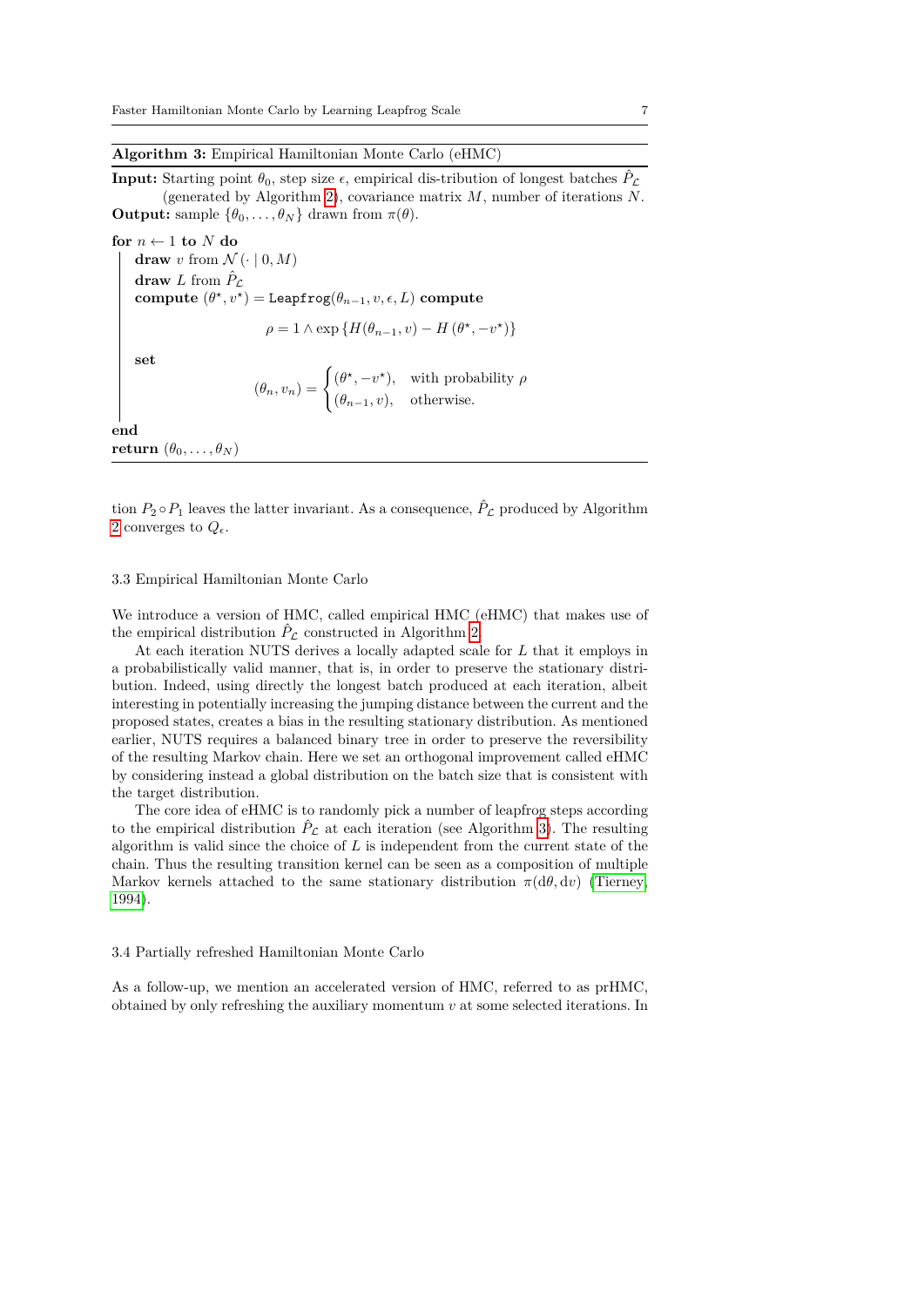**Algorithm 3:** Empirical Hamiltonian Monte Carlo (eHMC)

**Input:** Starting point $\theta_0$, step size $\epsilon$, empirical dis-tribution of longest batches $\hat{P}_{\mathcal{L}}$ (generated by Algorithm 2), covariance matrix $M$, number of iterations $N$.
**Output:** sample $\{\theta_0, \ldots, \theta_N\}$ drawn from $\pi(\theta)$.

**for** $n \leftarrow 1$ **to** $N$ **do**
  **draw** $v$ from $\mathcal{N}(\cdot \mid 0, M)$
  **draw** $L$ from $\hat{P}_{\mathcal{L}}$
  **compute** $(\theta^\star, v^\star) = \texttt{Leapfrog}(\theta_{n-1}, v, \epsilon, L)$ **compute**

$$\rho = 1 \wedge \exp\left\{H(\theta_{n-1}, v) - H(\theta^\star, -v^\star)\right\}$$

  **set**

$$(\theta_n, v_n) = \begin{cases} (\theta^\star, -v^\star), & \text{with probability } \rho \\ (\theta_{n-1}, v), & \text{otherwise.} \end{cases}$$

**end**
**return** $(\theta_0, \ldots, \theta_N)$

tion $P_2 \circ P_1$ leaves the latter invariant. As a consequence, $\hat{P}_{\mathcal{L}}$ produced by Algorithm 2 converges to $Q_\epsilon$.

### 3.3 Empirical Hamiltonian Monte Carlo

We introduce a version of HMC, called empirical HMC (eHMC) that makes use of the empirical distribution $\hat{P}_{\mathcal{L}}$ constructed in Algorithm 2.

At each iteration NUTS derives a locally adapted scale for $L$ that it employs in a probabilistically valid manner, that is, in order to preserve the stationary distribution. Indeed, using directly the longest batch produced at each iteration, albeit interesting in potentially increasing the jumping distance between the current and the proposed states, creates a bias in the resulting stationary distribution. As mentioned earlier, NUTS requires a balanced binary tree in order to preserve the reversibility of the resulting Markov chain. Here we set an orthogonal improvement called eHMC by considering instead a global distribution on the batch size that is consistent with the target distribution.

The core idea of eHMC is to randomly pick a number of leapfrog steps according to the empirical distribution $\hat{P}_{\mathcal{L}}$ at each iteration (see Algorithm 3). The resulting algorithm is valid since the choice of $L$ is independent from the current state of the chain. Thus the resulting transition kernel can be seen as a composition of multiple Markov kernels attached to the same stationary distribution $\pi(\mathrm{d}\theta, \mathrm{d}v)$ (Tierney, 1994).

### 3.4 Partially refreshed Hamiltonian Monte Carlo

As a follow-up, we mention an accelerated version of HMC, referred to as prHMC, obtained by only refreshing the auxiliary momentum $v$ at some selected iterations. In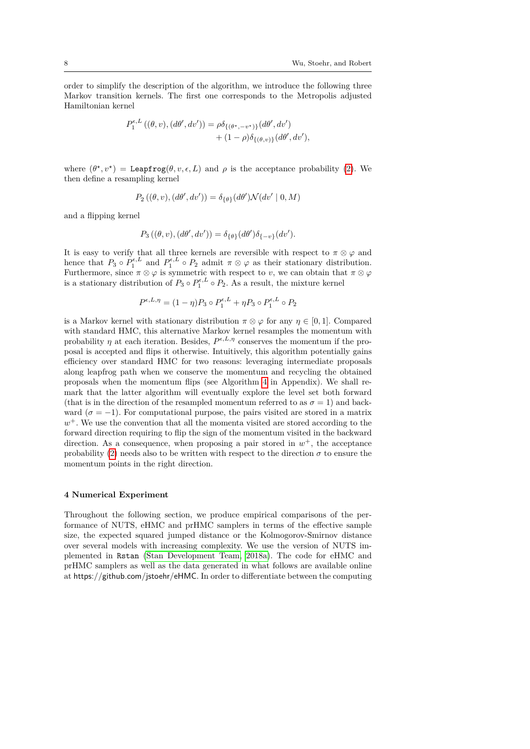order to simplify the description of the algorithm, we introduce the following three Markov transition kernels. The first one corresponds to the Metropolis adjusted Hamiltonian kernel

$$P_1^{\epsilon,L}\left((\theta,v),(d\theta',dv')\right) = \rho\delta_{\{(\theta^\star,-v^\star)\}}(d\theta',dv') + (1-\rho)\delta_{\{(\theta,v)\}}(d\theta',dv'),$$

where $(\theta^\star, v^\star) = \texttt{Leapfrog}(\theta, v, \epsilon, L)$ and $\rho$ is the acceptance probability (2). We then define a resampling kernel

$$P_2\left((\theta,v),(d\theta',dv')\right) = \delta_{\{\theta\}}(d\theta')\mathcal{N}(dv' \mid 0, M)$$

and a flipping kernel

$$P_3\left((\theta,v),(d\theta',dv')\right) = \delta_{\{\theta\}}(d\theta')\delta_{\{-v\}}(dv').$$

It is easy to verify that all three kernels are reversible with respect to $\pi \otimes \varphi$ and hence that $P_3 \circ P_1^{\epsilon,L}$ and $P_1^{\epsilon,L} \circ P_2$ admit $\pi \otimes \varphi$ as their stationary distribution. Furthermore, since $\pi \otimes \varphi$ is symmetric with respect to $v$, we can obtain that $\pi \otimes \varphi$ is a stationary distribution of $P_3 \circ P_1^{\epsilon,L} \circ P_2$. As a result, the mixture kernel

$$P^{\epsilon,L,\eta} = (1-\eta)P_3 \circ P_1^{\epsilon,L} + \eta P_3 \circ P_1^{\epsilon,L} \circ P_2$$

is a Markov kernel with stationary distribution $\pi \otimes \varphi$ for any $\eta \in [0,1]$. Compared with standard HMC, this alternative Markov kernel resamples the momentum with probability $\eta$ at each iteration. Besides, $P^{\epsilon,L,\eta}$ conserves the momentum if the proposal is accepted and flips it otherwise. Intuitively, this algorithm potentially gains efficiency over standard HMC for two reasons: leveraging intermediate proposals along leapfrog path when we conserve the momentum and recycling the obtained proposals when the momentum flips (see Algorithm 4 in Appendix). We shall remark that the latter algorithm will eventually explore the level set both forward (that is in the direction of the resampled momentum referred to as $\sigma = 1$) and backward ($\sigma = -1$). For computational purpose, the pairs visited are stored in a matrix $w^+$. We use the convention that all the momenta visited are stored according to the forward direction requiring to flip the sign of the momentum visited in the backward direction. As a consequence, when proposing a pair stored in $w^+$, the acceptance probability (2) needs also to be written with respect to the direction $\sigma$ to ensure the momentum points in the right direction.

## 4 Numerical Experiment

Throughout the following section, we produce empirical comparisons of the performance of NUTS, eHMC and prHMC samplers in terms of the effective sample size, the expected squared jumped distance or the Kolmogorov-Smirnov distance over several models with increasing complexity. We use the version of NUTS implemented in `Rstan` (Stan Development Team, 2018a). The code for eHMC and prHMC samplers as well as the data generated in what follows are available online at https://github.com/jstoehr/eHMC. In order to differentiate between the computing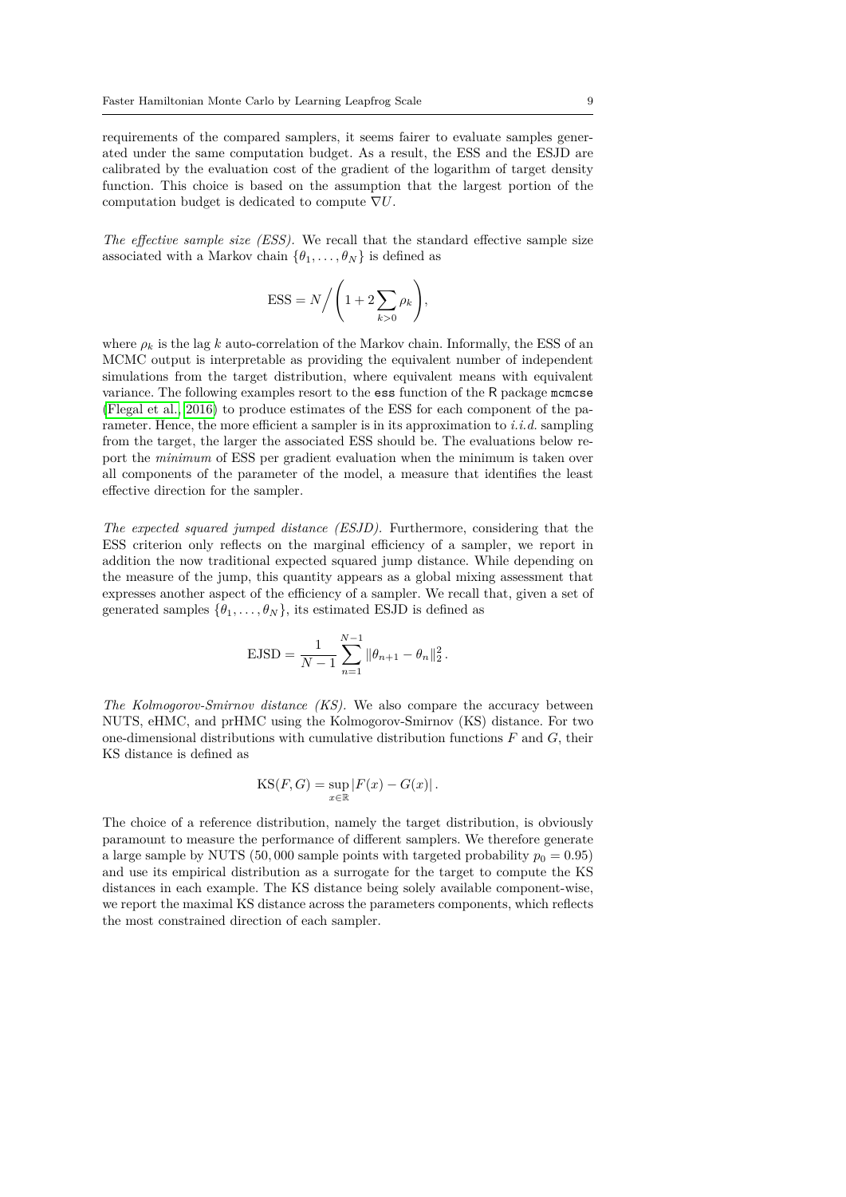requirements of the compared samplers, it seems fairer to evaluate samples generated under the same computation budget. As a result, the ESS and the ESJD are calibrated by the evaluation cost of the gradient of the logarithm of target density function. This choice is based on the assumption that the largest portion of the computation budget is dedicated to compute $\nabla U$.

*The effective sample size (ESS).* We recall that the standard effective sample size associated with a Markov chain $\{\theta_1, \dots, \theta_N\}$ is defined as

$$\mathrm{ESS} = N \Bigg/ \left(1 + 2\sum_{k>0} \rho_k\right),$$

where $\rho_k$ is the lag $k$ auto-correlation of the Markov chain. Informally, the ESS of an MCMC output is interpretable as providing the equivalent number of independent simulations from the target distribution, where equivalent means with equivalent variance. The following examples resort to the `ess` function of the R package `mcmcse` (Flegal et al., 2016) to produce estimates of the ESS for each component of the parameter. Hence, the more efficient a sampler is in its approximation to *i.i.d.* sampling from the target, the larger the associated ESS should be. The evaluations below report the *minimum* of ESS per gradient evaluation when the minimum is taken over all components of the parameter of the model, a measure that identifies the least effective direction for the sampler.

*The expected squared jumped distance (ESJD).* Furthermore, considering that the ESS criterion only reflects on the marginal efficiency of a sampler, we report in addition the now traditional expected squared jump distance. While depending on the measure of the jump, this quantity appears as a global mixing assessment that expresses another aspect of the efficiency of a sampler. We recall that, given a set of generated samples $\{\theta_1, \dots, \theta_N\}$, its estimated ESJD is defined as

$$\mathrm{EJSD} = \frac{1}{N-1} \sum_{n=1}^{N-1} \|\theta_{n+1} - \theta_n\|_2^2 \,.$$

*The Kolmogorov-Smirnov distance (KS).* We also compare the accuracy between NUTS, eHMC, and prHMC using the Kolmogorov-Smirnov (KS) distance. For two one-dimensional distributions with cumulative distribution functions $F$ and $G$, their KS distance is defined as

$$\mathrm{KS}(F, G) = \sup_{x \in \mathbb{R}} |F(x) - G(x)| \,.$$

The choice of a reference distribution, namely the target distribution, is obviously paramount to measure the performance of different samplers. We therefore generate a large sample by NUTS (50,000 sample points with targeted probability $p_0 = 0.95$) and use its empirical distribution as a surrogate for the target to compute the KS distances in each example. The KS distance being solely available component-wise, we report the maximal KS distance across the parameters components, which reflects the most constrained direction of each sampler.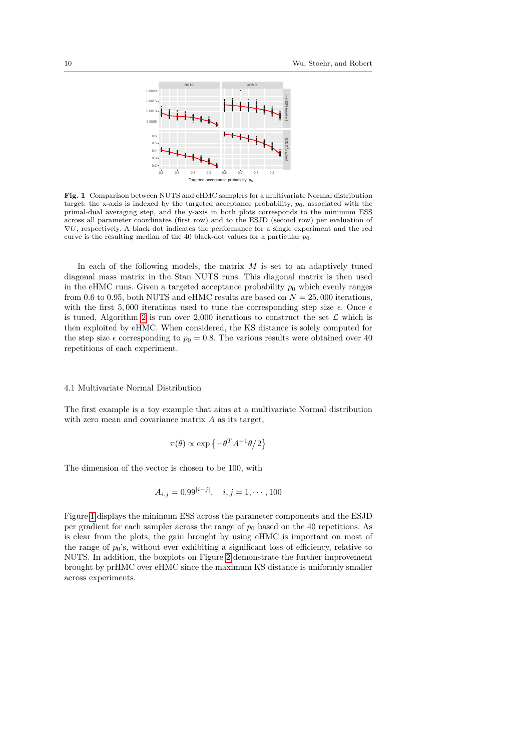**Fig. 1** Comparison between NUTS and eHMC samplers for a multivariate Normal distribution target: the x-axis is indexed by the targeted acceptance probability, $p_0$, associated with the primal-dual averaging step, and the y-axis in both plots corresponds to the minimum ESS across all parameter coordinates (first row) and to the ESJD (second row) per evaluation of $\nabla U$, respectively. A black dot indicates the performance for a single experiment and the red curve is the resulting median of the 40 black-dot values for a particular $p_0$.

In each of the following models, the matrix $M$ is set to an adaptively tuned diagonal mass matrix in the Stan NUTS runs. This diagonal matrix is then used in the eHMC runs. Given a targeted acceptance probability $p_0$ which evenly ranges from 0.6 to 0.95, both NUTS and eHMC results are based on $N = 25,000$ iterations, with the first $5,000$ iterations used to tune the corresponding step size $\epsilon$. Once $\epsilon$ is tuned, Algorithm 2 is run over 2,000 iterations to construct the set $\mathcal{L}$ which is then exploited by eHMC. When considered, the KS distance is solely computed for the step size $\epsilon$ corresponding to $p_0 = 0.8$. The various results were obtained over 40 repetitions of each experiment.

### 4.1 Multivariate Normal Distribution

The first example is a toy example that aims at a multivariate Normal distribution with zero mean and covariance matrix $A$ as its target,

$$\pi(\theta) \propto \exp\left\{-\theta^T A^{-1}\theta/2\right\}$$

The dimension of the vector is chosen to be 100, with

$$A_{i,j} = 0.99^{|i-j|}, \quad i, j = 1, \cdots, 100$$

Figure 1 displays the minimum ESS across the parameter components and the ESJD per gradient for each sampler across the range of $p_0$ based on the 40 repetitions. As is clear from the plots, the gain brought by using eHMC is important on most of the range of $p_0$'s, without ever exhibiting a significant loss of efficiency, relative to NUTS. In addition, the boxplots on Figure 2 demonstrate the further improvement brought by prHMC over eHMC since the maximum KS distance is uniformly smaller across experiments.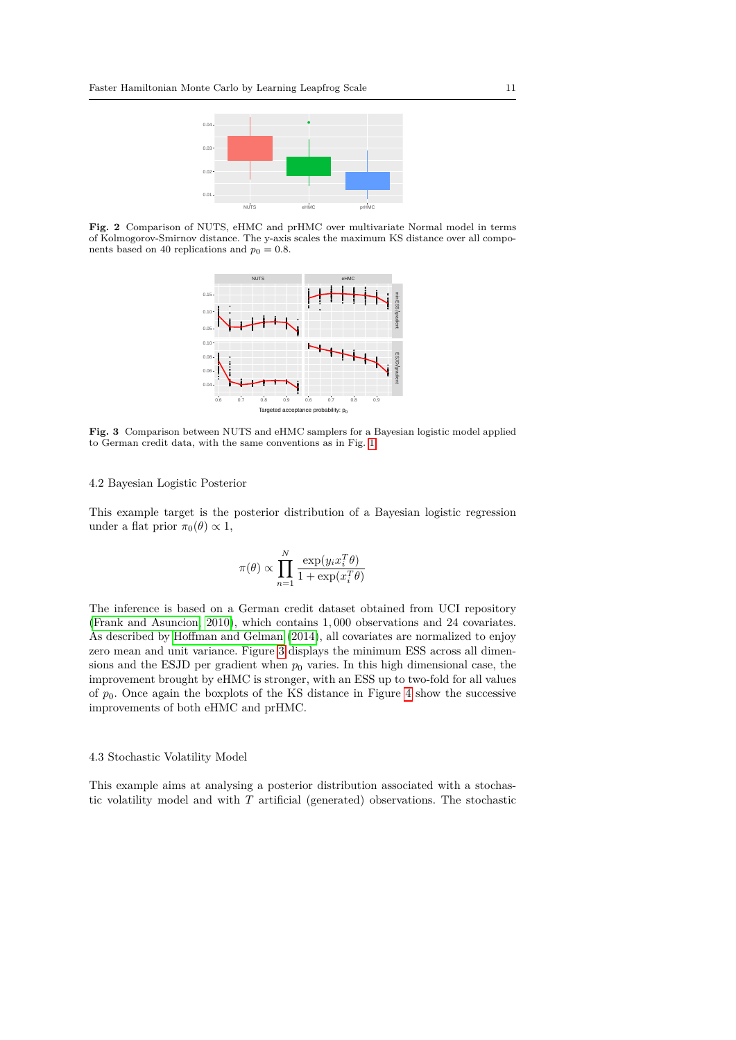**Fig. 2** Comparison of NUTS, eHMC and prHMC over multivariate Normal model in terms of Kolmogorov-Smirnov distance. The y-axis scales the maximum KS distance over all components based on 40 replications and $p_0 = 0.8$.

**Fig. 3** Comparison between NUTS and eHMC samplers for a Bayesian logistic model applied to German credit data, with the same conventions as in Fig. 1

### 4.2 Bayesian Logistic Posterior

This example target is the posterior distribution of a Bayesian logistic regression under a flat prior $\pi_0(\theta) \propto 1$,

$$\pi(\theta) \propto \prod_{n=1}^{N} \frac{\exp(y_i x_i^T \theta)}{1 + \exp(x_i^T \theta)}$$

The inference is based on a German credit dataset obtained from UCI repository (Frank and Asuncion, 2010), which contains 1,000 observations and 24 covariates. As described by Hoffman and Gelman (2014), all covariates are normalized to enjoy zero mean and unit variance. Figure 3 displays the minimum ESS across all dimensions and the ESJD per gradient when $p_0$ varies. In this high dimensional case, the improvement brought by eHMC is stronger, with an ESS up to two-fold for all values of $p_0$. Once again the boxplots of the KS distance in Figure 4 show the successive improvements of both eHMC and prHMC.

### 4.3 Stochastic Volatility Model

This example aims at analysing a posterior distribution associated with a stochastic volatility model and with $T$ artificial (generated) observations. The stochastic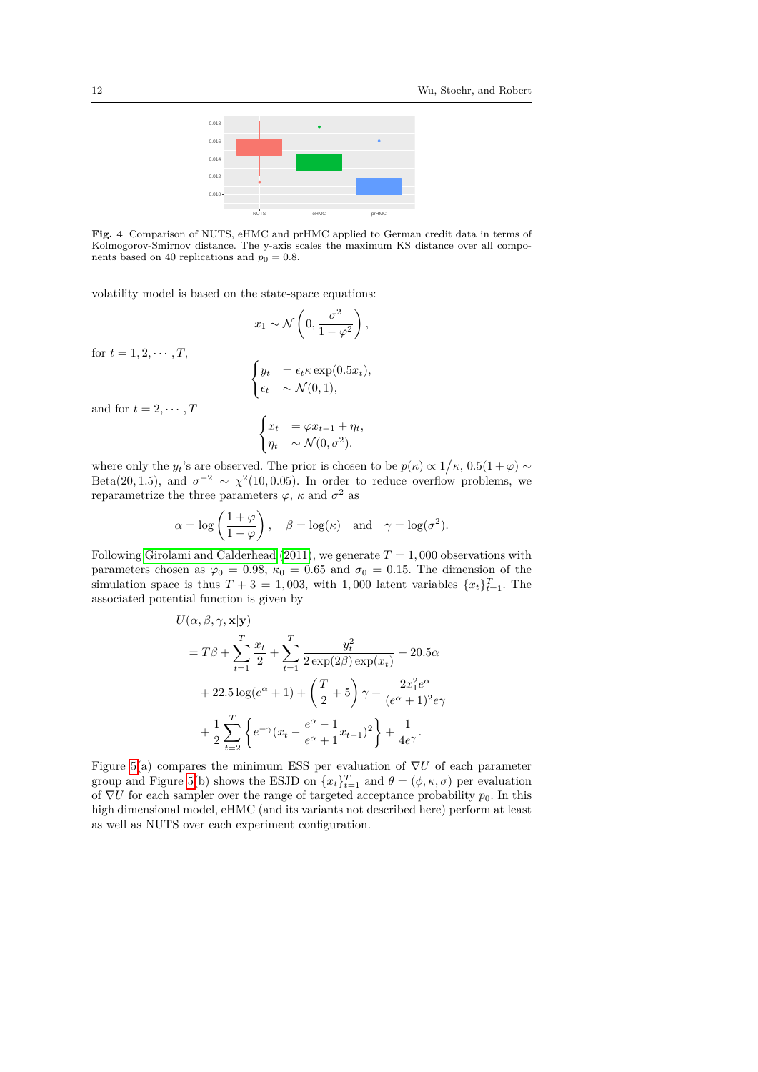**Fig. 4** Comparison of NUTS, eHMC and prHMC applied to German credit data in terms of Kolmogorov-Smirnov distance. The y-axis scales the maximum KS distance over all components based on 40 replications and $p_0 = 0.8$.

volatility model is based on the state-space equations:

$$x_1 \sim \mathcal{N}\left(0, \frac{\sigma^2}{1-\varphi^2}\right),$$

for $t = 1, 2, \cdots, T$,

$$\begin{cases} y_t &= \epsilon_t \kappa \exp(0.5 x_t), \\ \epsilon_t &\sim \mathcal{N}(0, 1), \end{cases}$$

and for $t = 2, \cdots, T$

$$\begin{cases} x_t &= \varphi x_{t-1} + \eta_t, \\ \eta_t &\sim \mathcal{N}(0, \sigma^2). \end{cases}$$

where only the $y_t$'s are observed. The prior is chosen to be $p(\kappa) \propto 1/\kappa$, $0.5(1+\varphi) \sim \text{Beta}(20, 1.5)$, and $\sigma^{-2} \sim \chi^2(10, 0.05)$. In order to reduce overflow problems, we reparametrize the three parameters $\varphi$, $\kappa$ and $\sigma^2$ as

$$\alpha = \log\left(\frac{1+\varphi}{1-\varphi}\right), \quad \beta = \log(\kappa) \quad \text{and} \quad \gamma = \log(\sigma^2).$$

Following Girolami and Calderhead (2011), we generate $T = 1,000$ observations with parameters chosen as $\varphi_0 = 0.98$, $\kappa_0 = 0.65$ and $\sigma_0 = 0.15$. The dimension of the simulation space is thus $T + 3 = 1,003$, with $1,000$ latent variables $\{x_t\}_{t=1}^T$. The associated potential function is given by

$$\begin{aligned}
&U(\alpha, \beta, \gamma, \mathbf{x}|\mathbf{y}) \\
&= T\beta + \sum_{t=1}^{T} \frac{x_t}{2} + \sum_{t=1}^{T} \frac{y_t^2}{2\exp(2\beta)\exp(x_t)} - 20.5\alpha \\
&\quad + 22.5\log(e^\alpha + 1) + \left(\frac{T}{2} + 5\right)\gamma + \frac{2x_1^2 e^\alpha}{(e^\alpha+1)^2 e^\gamma} \\
&\quad + \frac{1}{2}\sum_{t=2}^{T}\left\{e^{-\gamma}(x_t - \frac{e^\alpha - 1}{e^\alpha + 1}x_{t-1})^2\right\} + \frac{1}{4e^\gamma}.
\end{aligned}$$

Figure 5(a) compares the minimum ESS per evaluation of $\nabla U$ of each parameter group and Figure 5(b) shows the ESJD on $\{x_t\}_{t=1}^T$ and $\theta = (\phi, \kappa, \sigma)$ per evaluation of $\nabla U$ for each sampler over the range of targeted acceptance probability $p_0$. In this high dimensional model, eHMC (and its variants not described here) perform at least as well as NUTS over each experiment configuration.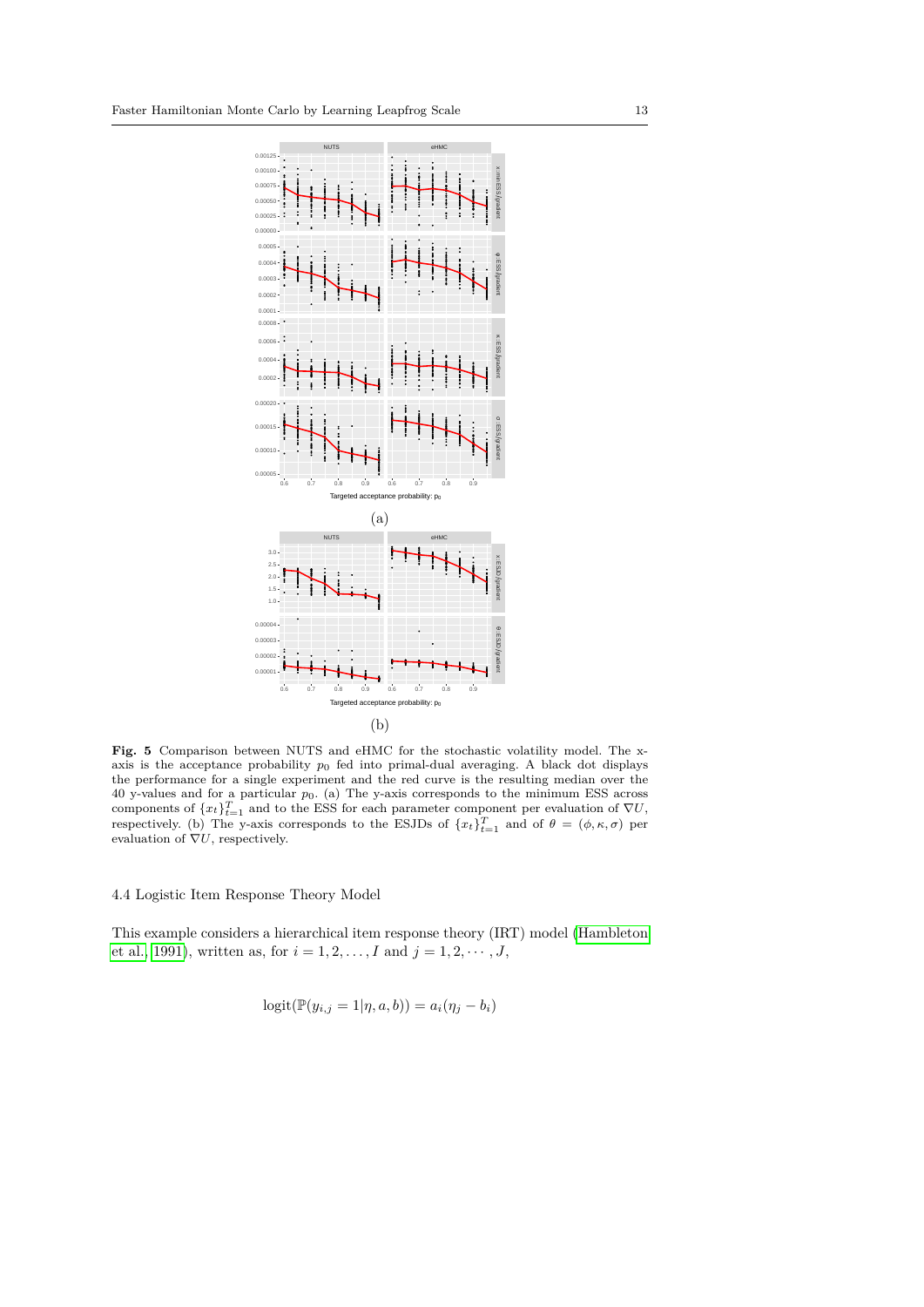(a)

(b)

**Fig. 5** Comparison between NUTS and eHMC for the stochastic volatility model. The x-axis is the acceptance probability $p_0$ fed into primal-dual averaging. A black dot displays the performance for a single experiment and the red curve is the resulting median over the 40 y-values and for a particular $p_0$. (a) The y-axis corresponds to the minimum ESS across components of $\{x_t\}_{t=1}^T$ and to the ESS for each parameter component per evaluation of $\nabla U$, respectively. (b) The y-axis corresponds to the ESJDs of $\{x_t\}_{t=1}^T$ and of $\theta = (\phi, \kappa, \sigma)$ per evaluation of $\nabla U$, respectively.

### 4.4 Logistic Item Response Theory Model

This example considers a hierarchical item response theory (IRT) model (Hambleton et al., 1991), written as, for $i = 1, 2, \ldots, I$ and $j = 1, 2, \cdots, J$,

$$\operatorname{logit}(\mathbb{P}(y_{i,j} = 1 | \eta, a, b)) = a_i(\eta_j - b_i)$$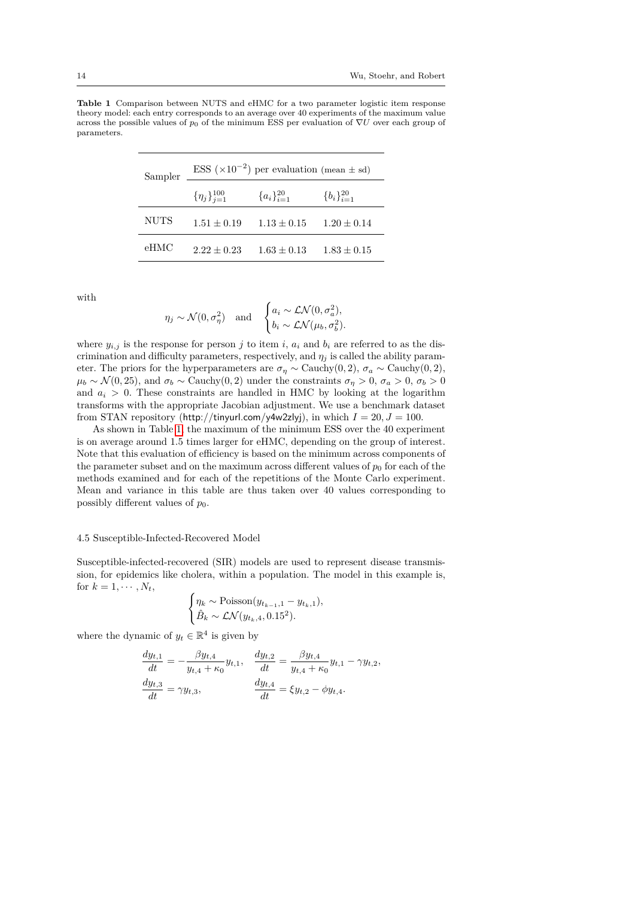**Table 1** Comparison between NUTS and eHMC for a two parameter logistic item response theory model: each entry corresponds to an average over 40 experiments of the maximum value across the possible values of $p_0$ of the minimum ESS per evaluation of $\nabla U$ over each group of parameters.

| Sampler | ESS ($\times 10^{-2}$) per evaluation (mean $\pm$ sd) | | |
|---|---|---|---|
| | $\{\eta_j\}_{j=1}^{100}$ | $\{a_i\}_{i=1}^{20}$ | $\{b_i\}_{i=1}^{20}$ |
| NUTS | $1.51 \pm 0.19$ | $1.13 \pm 0.15$ | $1.20 \pm 0.14$ |
| eHMC | $2.22 \pm 0.23$ | $1.63 \pm 0.13$ | $1.83 \pm 0.15$ |

with

$$\eta_j \sim \mathcal{N}(0, \sigma_\eta^2) \quad \text{and} \quad \begin{cases} a_i \sim \mathcal{LN}(0, \sigma_a^2), \\ b_i \sim \mathcal{LN}(\mu_b, \sigma_b^2). \end{cases}$$

where $y_{i,j}$ is the response for person $j$ to item $i$, $a_i$ and $b_i$ are referred to as the discrimination and difficulty parameters, respectively, and $\eta_j$ is called the ability parameter. The priors for the hyperparameters are $\sigma_\eta \sim \text{Cauchy}(0, 2)$, $\sigma_a \sim \text{Cauchy}(0, 2)$, $\mu_b \sim \mathcal{N}(0, 25)$, and $\sigma_b \sim \text{Cauchy}(0, 2)$ under the constraints $\sigma_\eta > 0$, $\sigma_a > 0$, $\sigma_b > 0$ and $a_i > 0$. These constraints are handled in HMC by looking at the logarithm transforms with the appropriate Jacobian adjustment. We use a benchmark dataset from STAN repository (http://tinyurl.com/y4w2zlyj), in which $I = 20, J = 100$.

As shown in Table 1, the maximum of the minimum ESS over the 40 experiment is on average around 1.5 times larger for eHMC, depending on the group of interest. Note that this evaluation of efficiency is based on the minimum across components of the parameter subset and on the maximum across different values of $p_0$ for each of the methods examined and for each of the repetitions of the Monte Carlo experiment. Mean and variance in this table are thus taken over 40 values corresponding to possibly different values of $p_0$.

### 4.5 Susceptible-Infected-Recovered Model

Susceptible-infected-recovered (SIR) models are used to represent disease transmission, for epidemics like cholera, within a population. The model in this example is, for $k = 1, \cdots, N_t$,

$$\begin{cases} \eta_k \sim \text{Poisson}(y_{t_{k-1},1} - y_{t_k,1}), \\ \hat{B}_k \sim \mathcal{LN}(y_{t_k,4}, 0.15^2). \end{cases}$$

where the dynamic of $y_t \in \mathbb{R}^4$ is given by

$$\frac{dy_{t,1}}{dt} = -\frac{\beta y_{t,4}}{y_{t,4} + \kappa_0} y_{t,1}, \quad \frac{dy_{t,2}}{dt} = \frac{\beta y_{t,4}}{y_{t,4} + \kappa_0} y_{t,1} - \gamma y_{t,2},$$

$$\frac{dy_{t,3}}{dt} = \gamma y_{t,3}, \qquad \frac{dy_{t,4}}{dt} = \xi y_{t,2} - \phi y_{t,4}.$$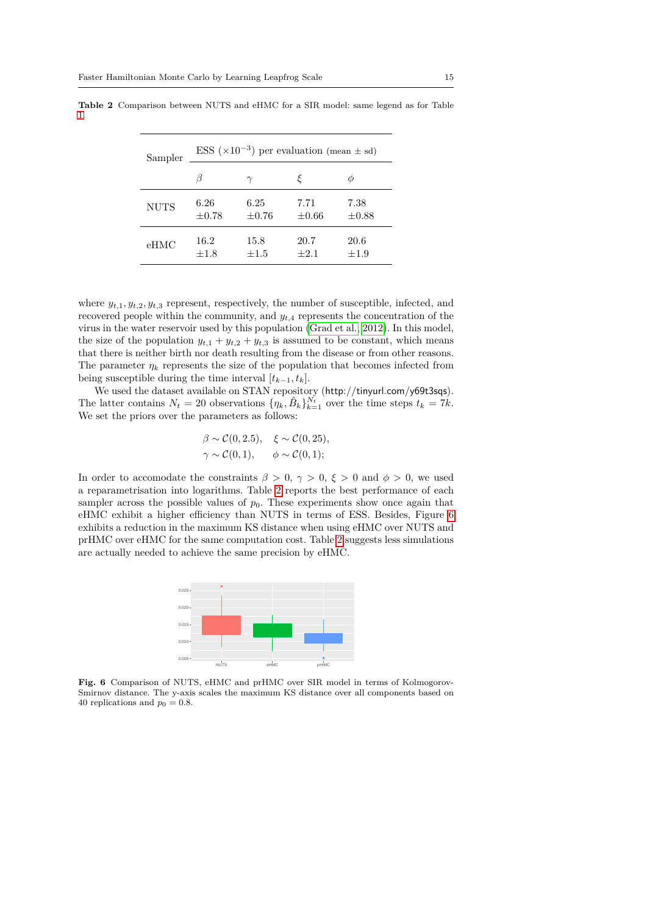**Table 2** Comparison between NUTS and eHMC for a SIR model: same legend as for Table 1

| Sampler | ESS ($\times 10^{-3}$) per evaluation (mean $\pm$ sd) | | | |
|---|---|---|---|---|
| | $\beta$ | $\gamma$ | $\xi$ | $\phi$ |
| NUTS | 6.26 $\pm$0.78 | 6.25 $\pm$0.76 | 7.71 $\pm$0.66 | 7.38 $\pm$0.88 |
| eHMC | 16.2 $\pm$1.8 | 15.8 $\pm$1.5 | 20.7 $\pm$2.1 | 20.6 $\pm$1.9 |

where $y_{t,1}, y_{t,2}, y_{t,3}$ represent, respectively, the number of susceptible, infected, and recovered people within the community, and $y_{t,4}$ represents the concentration of the virus in the water reservoir used by this population (Grad et al., 2012). In this model, the size of the population $y_{t,1} + y_{t,2} + y_{t,3}$ is assumed to be constant, which means that there is neither birth nor death resulting from the disease or from other reasons. The parameter $\eta_k$ represents the size of the population that becomes infected from being susceptible during the time interval $[t_{k-1}, t_k]$.

We used the dataset available on STAN repository (http://tinyurl.com/y69t3sqs). The latter contains $N_t = 20$ observations $\{\eta_k, \hat{B}_k\}_{k=1}^{N_t}$ over the time steps $t_k = 7k$. We set the priors over the parameters as follows:

$$\beta \sim \mathcal{C}(0, 2.5), \quad \xi \sim \mathcal{C}(0, 25),$$
$$\gamma \sim \mathcal{C}(0, 1), \quad \phi \sim \mathcal{C}(0, 1);$$

In order to accomodate the constraints $\beta > 0$, $\gamma > 0$, $\xi > 0$ and $\phi > 0$, we used a reparametrisation into logarithms. Table 2 reports the best performance of each sampler across the possible values of $p_0$. These experiments show once again that eHMC exhibit a higher efficiency than NUTS in terms of ESS. Besides, Figure 6 exhibits a reduction in the maximum KS distance when using eHMC over NUTS and prHMC over eHMC for the same computation cost. Table 2 suggests less simulations are actually needed to achieve the same precision by eHMC.

**Fig. 6** Comparison of NUTS, eHMC and prHMC over SIR model in terms of Kolmogorov-Smirnov distance. The y-axis scales the maximum KS distance over all components based on 40 replications and $p_0 = 0.8$.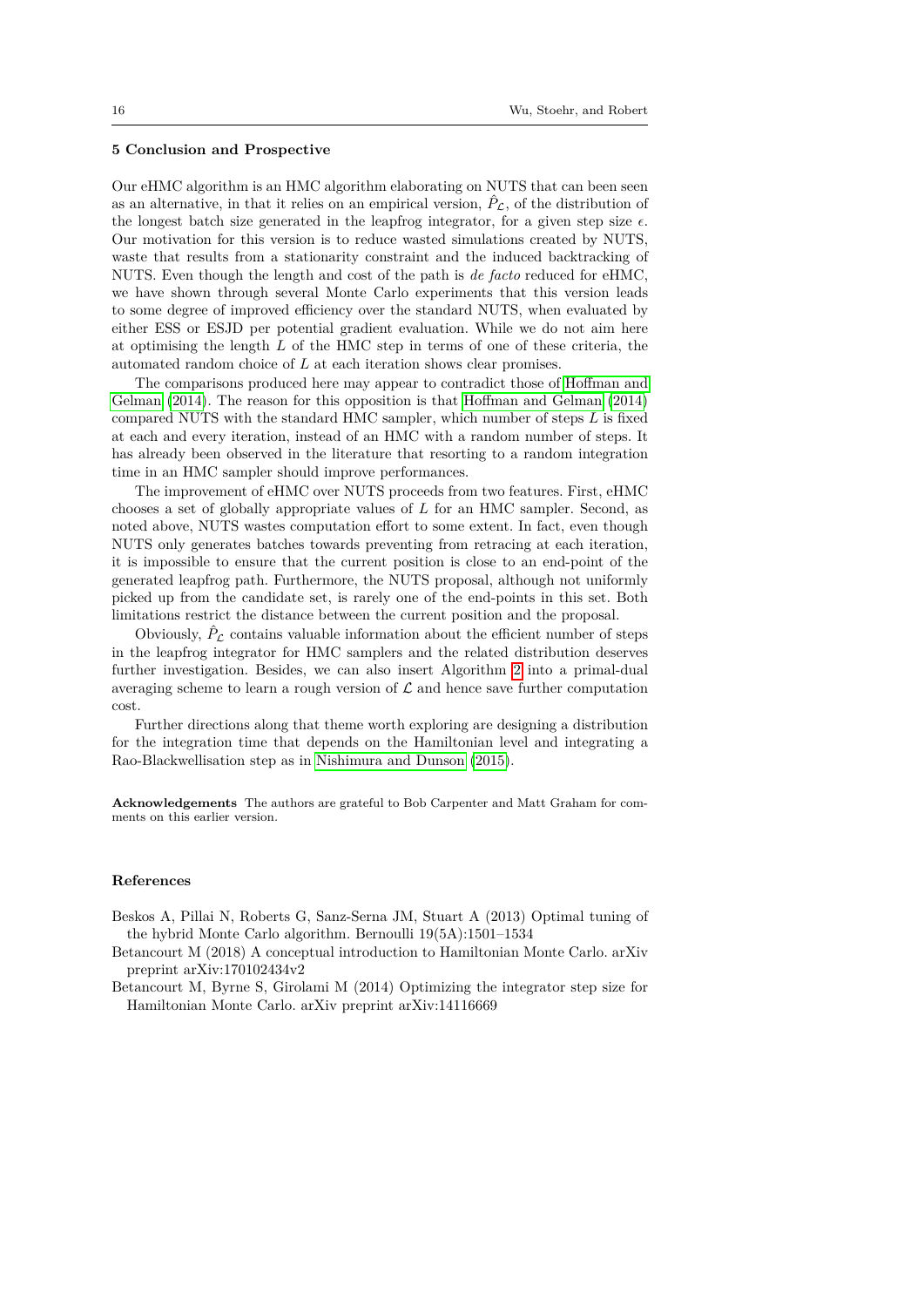## 5 Conclusion and Prospective

Our eHMC algorithm is an HMC algorithm elaborating on NUTS that can been seen as an alternative, in that it relies on an empirical version, $\hat{P}_{\mathcal{L}}$, of the distribution of the longest batch size generated in the leapfrog integrator, for a given step size $\epsilon$. Our motivation for this version is to reduce wasted simulations created by NUTS, waste that results from a stationarity constraint and the induced backtracking of NUTS. Even though the length and cost of the path is *de facto* reduced for eHMC, we have shown through several Monte Carlo experiments that this version leads to some degree of improved efficiency over the standard NUTS, when evaluated by either ESS or ESJD per potential gradient evaluation. While we do not aim here at optimising the length $L$ of the HMC step in terms of one of these criteria, the automated random choice of $L$ at each iteration shows clear promises.

The comparisons produced here may appear to contradict those of Hoffman and Gelman (2014). The reason for this opposition is that Hoffman and Gelman (2014) compared NUTS with the standard HMC sampler, which number of steps $L$ is fixed at each and every iteration, instead of an HMC with a random number of steps. It has already been observed in the literature that resorting to a random integration time in an HMC sampler should improve performances.

The improvement of eHMC over NUTS proceeds from two features. First, eHMC chooses a set of globally appropriate values of $L$ for an HMC sampler. Second, as noted above, NUTS wastes computation effort to some extent. In fact, even though NUTS only generates batches towards preventing from retracing at each iteration, it is impossible to ensure that the current position is close to an end-point of the generated leapfrog path. Furthermore, the NUTS proposal, although not uniformly picked up from the candidate set, is rarely one of the end-points in this set. Both limitations restrict the distance between the current position and the proposal.

Obviously, $\hat{P}_{\mathcal{L}}$ contains valuable information about the efficient number of steps in the leapfrog integrator for HMC samplers and the related distribution deserves further investigation. Besides, we can also insert Algorithm 2 into a primal-dual averaging scheme to learn a rough version of $\mathcal{L}$ and hence save further computation cost.

Further directions along that theme worth exploring are designing a distribution for the integration time that depends on the Hamiltonian level and integrating a Rao-Blackwellisation step as in Nishimura and Dunson (2015).

**Acknowledgements** The authors are grateful to Bob Carpenter and Matt Graham for comments on this earlier version.

## References

Beskos A, Pillai N, Roberts G, Sanz-Serna JM, Stuart A (2013) Optimal tuning of the hybrid Monte Carlo algorithm. Bernoulli 19(5A):1501–1534

Betancourt M (2018) A conceptual introduction to Hamiltonian Monte Carlo. arXiv preprint arXiv:170102434v2

Betancourt M, Byrne S, Girolami M (2014) Optimizing the integrator step size for Hamiltonian Monte Carlo. arXiv preprint arXiv:14116669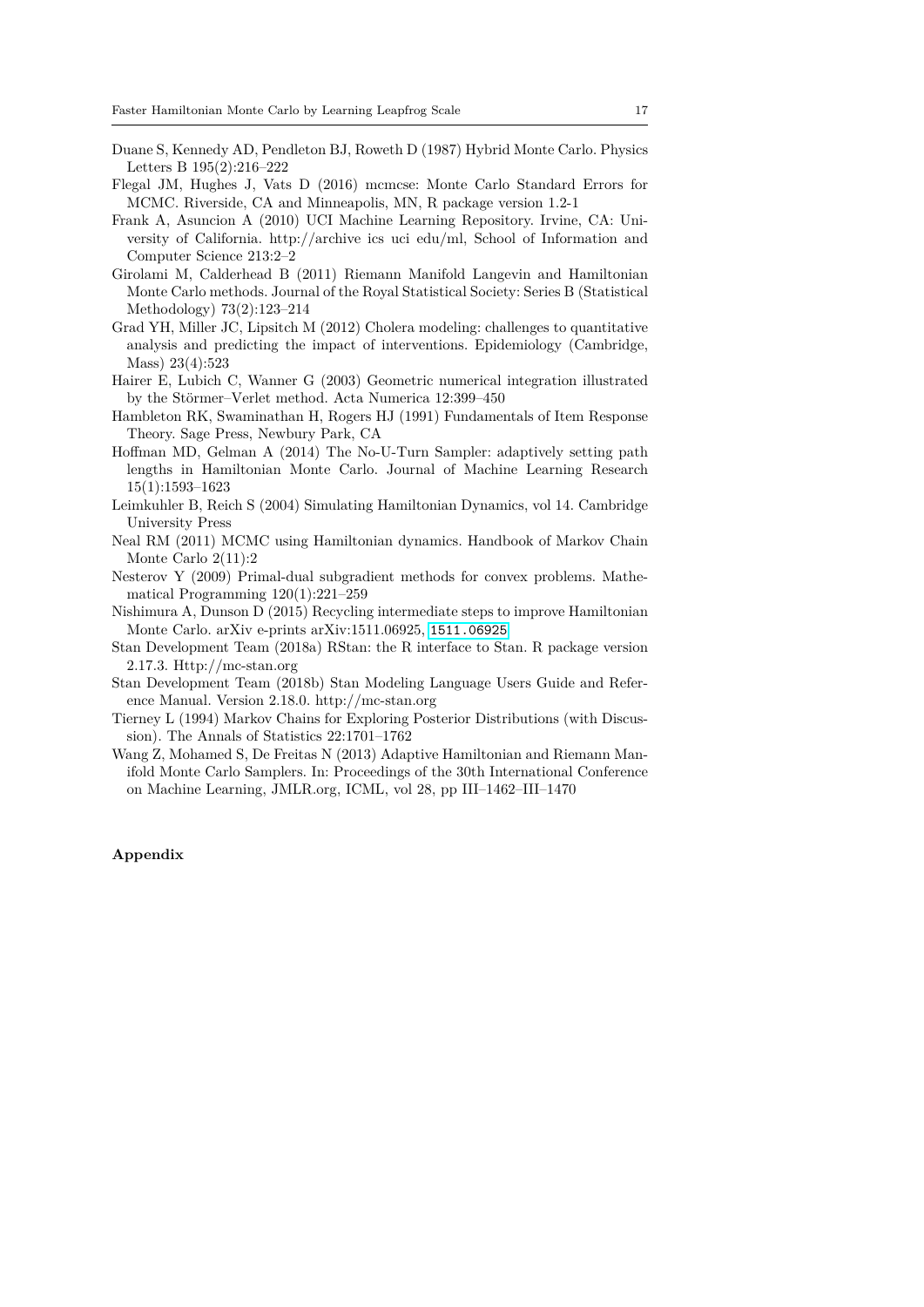Duane S, Kennedy AD, Pendleton BJ, Roweth D (1987) Hybrid Monte Carlo. Physics Letters B 195(2):216–222

Flegal JM, Hughes J, Vats D (2016) mcmcse: Monte Carlo Standard Errors for MCMC. Riverside, CA and Minneapolis, MN, R package version 1.2-1

Frank A, Asuncion A (2010) UCI Machine Learning Repository. Irvine, CA: University of California. http://archive ics uci edu/ml, School of Information and Computer Science 213:2–2

Girolami M, Calderhead B (2011) Riemann Manifold Langevin and Hamiltonian Monte Carlo methods. Journal of the Royal Statistical Society: Series B (Statistical Methodology) 73(2):123–214

Grad YH, Miller JC, Lipsitch M (2012) Cholera modeling: challenges to quantitative analysis and predicting the impact of interventions. Epidemiology (Cambridge, Mass) 23(4):523

Hairer E, Lubich C, Wanner G (2003) Geometric numerical integration illustrated by the Störmer–Verlet method. Acta Numerica 12:399–450

Hambleton RK, Swaminathan H, Rogers HJ (1991) Fundamentals of Item Response Theory. Sage Press, Newbury Park, CA

Hoffman MD, Gelman A (2014) The No-U-Turn Sampler: adaptively setting path lengths in Hamiltonian Monte Carlo. Journal of Machine Learning Research 15(1):1593–1623

Leimkuhler B, Reich S (2004) Simulating Hamiltonian Dynamics, vol 14. Cambridge University Press

Neal RM (2011) MCMC using Hamiltonian dynamics. Handbook of Markov Chain Monte Carlo 2(11):2

Nesterov Y (2009) Primal-dual subgradient methods for convex problems. Mathematical Programming 120(1):221–259

Nishimura A, Dunson D (2015) Recycling intermediate steps to improve Hamiltonian Monte Carlo. arXiv e-prints arXiv:1511.06925, 1511.06925

Stan Development Team (2018a) RStan: the R interface to Stan. R package version 2.17.3. Http://mc-stan.org

Stan Development Team (2018b) Stan Modeling Language Users Guide and Reference Manual. Version 2.18.0. http://mc-stan.org

Tierney L (1994) Markov Chains for Exploring Posterior Distributions (with Discussion). The Annals of Statistics 22:1701–1762

Wang Z, Mohamed S, De Freitas N (2013) Adaptive Hamiltonian and Riemann Manifold Monte Carlo Samplers. In: Proceedings of the 30th International Conference on Machine Learning, JMLR.org, ICML, vol 28, pp III–1462–III–1470

**Appendix**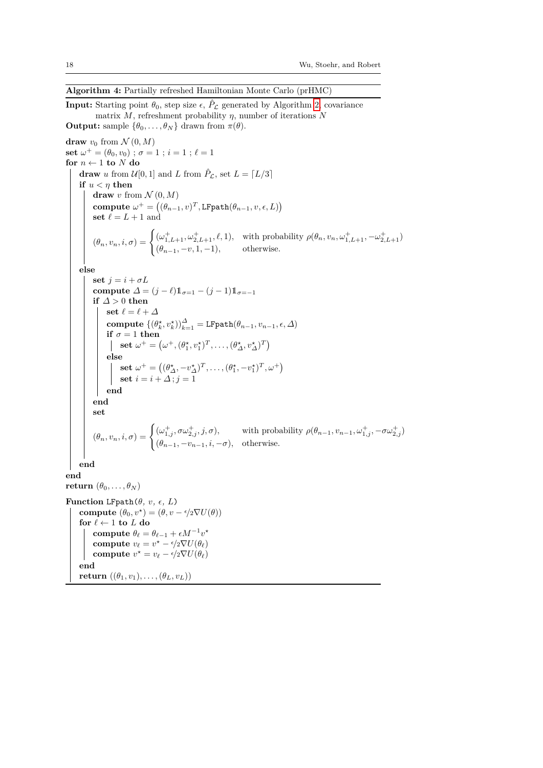**Algorithm 4:** Partially refreshed Hamiltonian Monte Carlo (prHMC)

**Input:** Starting point $\theta_0$, step size $\epsilon$, $\hat{P}_{\mathcal{L}}$ generated by Algorithm 2, covariance matrix $M$, refreshment probability $\eta$, number of iterations $N$
**Output:** sample $\{\theta_0, \ldots, \theta_N\}$ drawn from $\pi(\theta)$.

**draw** $v_0$ from $\mathcal{N}(0, M)$
**set** $\omega^+ = (\theta_0, v_0)$ ; $\sigma = 1$ ; $i = 1$ ; $\ell = 1$
**for** $n \leftarrow 1$ **to** $N$ **do**
  **draw** $u$ from $\mathcal{U}[0, 1]$ and $L$ from $\hat{P}_{\mathcal{L}}$, set $L = \lceil L/3 \rceil$
  **if** $u < \eta$ **then**
    **draw** $v$ from $\mathcal{N}(0, M)$
    **compute** $\omega^+ = \left((\theta_{n-1}, v)^T, \texttt{LFpath}(\theta_{n-1}, v, \epsilon, L)\right)$
    **set** $\ell = L + 1$ and

$$(\theta_n, v_n, i, \sigma) = \begin{cases} (\omega^+_{1,L+1}, \omega^+_{2,L+1}, \ell, 1), & \text{with probability } \rho(\theta_n, v_n, \omega^+_{1,L+1}, -\omega^+_{2,L+1}) \\ (\theta_{n-1}, -v, 1, -1), & \text{otherwise.} \end{cases}$$

  **else**
    **set** $j = i + \sigma L$
    **compute** $\Delta = (j - \ell)\mathbb{1}_{\sigma=1} - (j-1)\mathbb{1}_{\sigma=-1}$
    **if** $\Delta > 0$ **then**
      **set** $\ell = \ell + \Delta$
      **compute** $\{(\theta^\star_k, v^\star_k)\}_{k=1}^{\Delta} = \texttt{LFpath}(\theta_{n-1}, v_{n-1}, \epsilon, \Delta)$
      **if** $\sigma = 1$ **then**
        **set** $\omega^+ = \left(\omega^+, (\theta^\star_1, v^\star_1)^T, \ldots, (\theta^\star_\Delta, v^\star_\Delta)^T\right)$
      **else**
        **set** $\omega^+ = \left((\theta^\star_\Delta, -v^\star_\Delta)^T, \ldots, (\theta^\star_1, -v^\star_1)^T, \omega^+\right)$
        **set** $i = i + \Delta$ ; $j = 1$
      **end**
    **end**
    **set**

$$(\theta_n, v_n, i, \sigma) = \begin{cases} (\omega^+_{1,j}, \sigma\omega^+_{2,j}, j, \sigma), & \text{with probability } \rho(\theta_{n-1}, v_{n-1}, \omega^+_{1,j}, -\sigma\omega^+_{2,j}) \\ (\theta_{n-1}, -v_{n-1}, i, -\sigma), & \text{otherwise.} \end{cases}$$

  **end**
**end**
**return** $(\theta_0, \ldots, \theta_N)$

**Function** $\texttt{LFpath}(\theta, v, \epsilon, L)$
  **compute** $(\theta_0, v^\star) = (\theta, v - \epsilon/2 \nabla U(\theta))$
  **for** $\ell \leftarrow 1$ **to** $L$ **do**
    **compute** $\theta_\ell = \theta_{\ell-1} + \epsilon M^{-1} v^\star$
    **compute** $v_\ell = v^\star - \epsilon/2 \nabla U(\theta_\ell)$
    **compute** $v^\star = v_\ell - \epsilon/2 \nabla U(\theta_\ell)$
  **end**
  **return** $((\theta_1, v_1), \ldots, (\theta_L, v_L))$